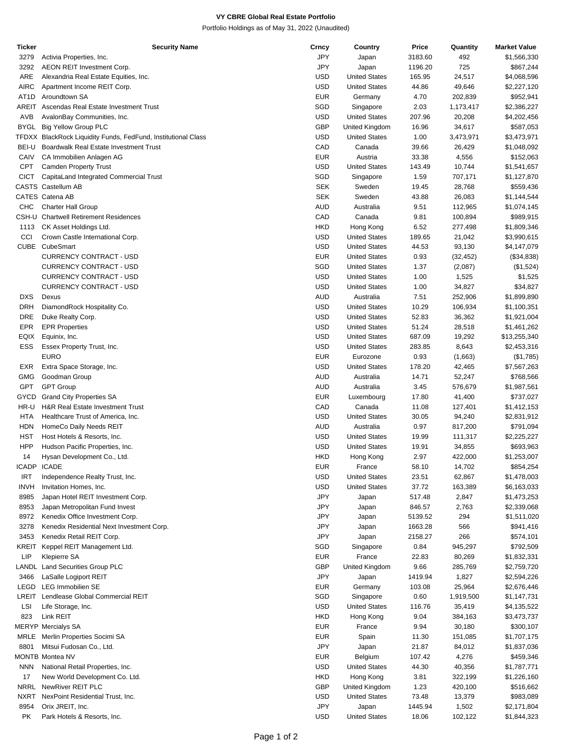# VY CBRE Global Real Estate Portfolio

Portfolio Holdings as of May 31, 2022 (Unaudited)

| Ticker | Security Name | Crncy | Country | Price | Quantity | Market Value |
|---|---|---|---|---|---|---|
| 3279 | Activia Properties, Inc. | JPY | Japan | 3183.60 | 492 | $1,566,330 |
| 3292 | AEON REIT Investment Corp. | JPY | Japan | 1196.20 | 725 | $867,244 |
| ARE | Alexandria Real Estate Equities, Inc. | USD | United States | 165.95 | 24,517 | $4,068,596 |
| AIRC | Apartment Income REIT Corp. | USD | United States | 44.86 | 49,646 | $2,227,120 |
| AT1D | Aroundtown SA | EUR | Germany | 4.70 | 202,839 | $952,941 |
| AREIT | Ascendas Real Estate Investment Trust | SGD | Singapore | 2.03 | 1,173,417 | $2,386,227 |
| AVB | AvalonBay Communities, Inc. | USD | United States | 207.96 | 20,208 | $4,202,456 |
| BYGL | Big Yellow Group PLC | GBP | United Kingdom | 16.96 | 34,617 | $587,053 |
| TFDXX | BlackRock Liquidity Funds, FedFund, Institutional Class | USD | United States | 1.00 | 3,473,971 | $3,473,971 |
| BEI-U | Boardwalk Real Estate Investment Trust | CAD | Canada | 39.66 | 26,429 | $1,048,092 |
| CAIV | CA Immobilien Anlagen AG | EUR | Austria | 33.38 | 4,556 | $152,063 |
| CPT | Camden Property Trust | USD | United States | 143.49 | 10,744 | $1,541,657 |
| CICT | CapitaLand Integrated Commercial Trust | SGD | Singapore | 1.59 | 707,171 | $1,127,870 |
| CASTS | Castellum AB | SEK | Sweden | 19.45 | 28,768 | $559,436 |
| CATES | Catena AB | SEK | Sweden | 43.88 | 26,083 | $1,144,544 |
| CHC | Charter Hall Group | AUD | Australia | 9.51 | 112,965 | $1,074,145 |
| CSH-U | Chartwell Retirement Residences | CAD | Canada | 9.81 | 100,894 | $989,915 |
| 1113 | CK Asset Holdings Ltd. | HKD | Hong Kong | 6.52 | 277,498 | $1,809,346 |
| CCI | Crown Castle International Corp. | USD | United States | 189.65 | 21,042 | $3,990,615 |
| CUBE | CubeSmart | USD | United States | 44.53 | 93,130 | $4,147,079 |
| | CURRENCY CONTRACT - USD | EUR | United States | 0.93 | (32,452) | ($34,838) |
| | CURRENCY CONTRACT - USD | SGD | United States | 1.37 | (2,087) | ($1,524) |
| | CURRENCY CONTRACT - USD | USD | United States | 1.00 | 1,525 | $1,525 |
| | CURRENCY CONTRACT - USD | USD | United States | 1.00 | 34,827 | $34,827 |
| DXS | Dexus | AUD | Australia | 7.51 | 252,906 | $1,899,890 |
| DRH | DiamondRock Hospitality Co. | USD | United States | 10.29 | 106,934 | $1,100,351 |
| DRE | Duke Realty Corp. | USD | United States | 52.83 | 36,362 | $1,921,004 |
| EPR | EPR Properties | USD | United States | 51.24 | 28,518 | $1,461,262 |
| EQIX | Equinix, Inc. | USD | United States | 687.09 | 19,292 | $13,255,340 |
| ESS | Essex Property Trust, Inc. | USD | United States | 283.85 | 8,643 | $2,453,316 |
| | EURO | EUR | Eurozone | 0.93 | (1,663) | ($1,785) |
| EXR | Extra Space Storage, Inc. | USD | United States | 178.20 | 42,465 | $7,567,263 |
| GMG | Goodman Group | AUD | Australia | 14.71 | 52,247 | $768,566 |
| GPT | GPT Group | AUD | Australia | 3.45 | 576,679 | $1,987,561 |
| GYCD | Grand City Properties SA | EUR | Luxembourg | 17.80 | 41,400 | $737,027 |
| HR-U | H&R Real Estate Investment Trust | CAD | Canada | 11.08 | 127,401 | $1,412,153 |
| HTA | Healthcare Trust of America, Inc. | USD | United States | 30.05 | 94,240 | $2,831,912 |
| HDN | HomeCo Daily Needs REIT | AUD | Australia | 0.97 | 817,200 | $791,094 |
| HST | Host Hotels & Resorts, Inc. | USD | United States | 19.99 | 111,317 | $2,225,227 |
| HPP | Hudson Pacific Properties, Inc. | USD | United States | 19.91 | 34,855 | $693,963 |
| 14 | Hysan Development Co., Ltd. | HKD | Hong Kong | 2.97 | 422,000 | $1,253,007 |
| ICADP | ICADE | EUR | France | 58.10 | 14,702 | $854,254 |
| IRT | Independence Realty Trust, Inc. | USD | United States | 23.51 | 62,867 | $1,478,003 |
| INVH | Invitation Homes, Inc. | USD | United States | 37.72 | 163,389 | $6,163,033 |
| 8985 | Japan Hotel REIT Investment Corp. | JPY | Japan | 517.48 | 2,847 | $1,473,253 |
| 8953 | Japan Metropolitan Fund Invest | JPY | Japan | 846.57 | 2,763 | $2,339,068 |
| 8972 | Kenedix Office Investment Corp. | JPY | Japan | 5139.52 | 294 | $1,511,020 |
| 3278 | Kenedix Residential Next Investment Corp. | JPY | Japan | 1663.28 | 566 | $941,416 |
| 3453 | Kenedix Retail REIT Corp. | JPY | Japan | 2158.27 | 266 | $574,101 |
| KREIT | Keppel REIT Management Ltd. | SGD | Singapore | 0.84 | 945,297 | $792,509 |
| LIP | Klepierre SA | EUR | France | 22.83 | 80,269 | $1,832,331 |
| LANDL | Land Securities Group PLC | GBP | United Kingdom | 9.66 | 285,769 | $2,759,720 |
| 3466 | LaSalle Logiport REIT | JPY | Japan | 1419.94 | 1,827 | $2,594,226 |
| LEGD | LEG Immobilien SE | EUR | Germany | 103.08 | 25,964 | $2,676,446 |
| LREIT | Lendlease Global Commercial REIT | SGD | Singapore | 0.60 | 1,919,500 | $1,147,731 |
| LSI | Life Storage, Inc. | USD | United States | 116.76 | 35,419 | $4,135,522 |
| 823 | Link REIT | HKD | Hong Kong | 9.04 | 384,163 | $3,473,737 |
| MERYP | Mercialys SA | EUR | France | 9.94 | 30,180 | $300,107 |
| MRLE | Merlin Properties Socimi SA | EUR | Spain | 11.30 | 151,085 | $1,707,175 |
| 8801 | Mitsui Fudosan Co., Ltd. | JPY | Japan | 21.87 | 84,012 | $1,837,036 |
| MONTB | Montea NV | EUR | Belgium | 107.42 | 4,276 | $459,346 |
| NNN | National Retail Properties, Inc. | USD | United States | 44.30 | 40,356 | $1,787,771 |
| 17 | New World Development Co. Ltd. | HKD | Hong Kong | 3.81 | 322,199 | $1,226,160 |
| NRRL | NewRiver REIT PLC | GBP | United Kingdom | 1.23 | 420,100 | $516,662 |
| NXRT | NexPoint Residential Trust, Inc. | USD | United States | 73.48 | 13,379 | $983,089 |
| 8954 | Orix JREIT, Inc. | JPY | Japan | 1445.94 | 1,502 | $2,171,804 |
| PK | Park Hotels & Resorts, Inc. | USD | United States | 18.06 | 102,122 | $1,844,323 |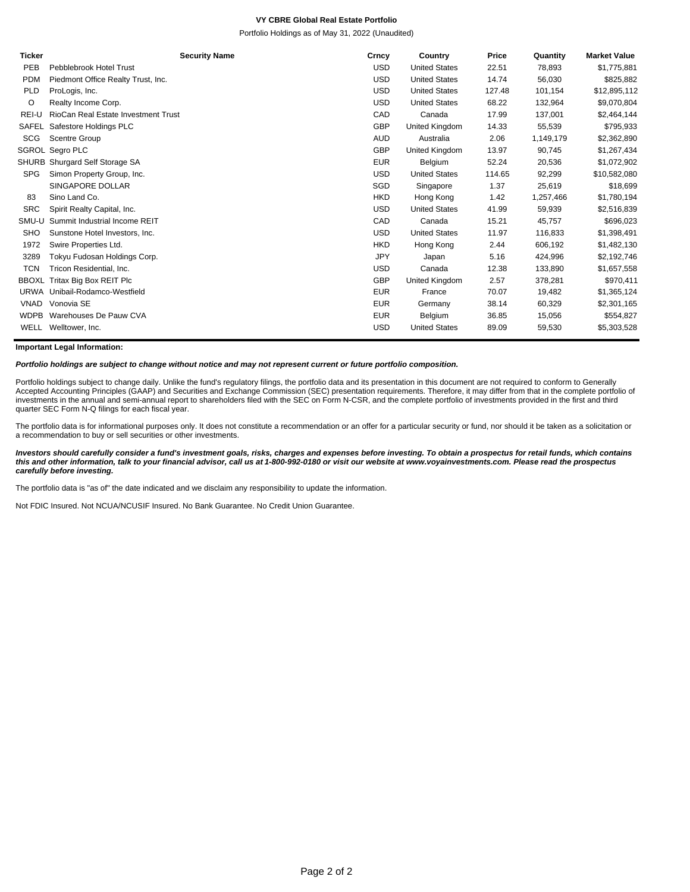**VY CBRE Global Real Estate Portfolio**

Portfolio Holdings as of May 31, 2022 (Unaudited)

| Ticker | Security Name | Crncy | Country | Price | Quantity | Market Value |
|---|---|---|---|---|---|---|
| PEB | Pebblebrook Hotel Trust | USD | United States | 22.51 | 78,893 | $1,775,881 |
| PDM | Piedmont Office Realty Trust, Inc. | USD | United States | 14.74 | 56,030 | $825,882 |
| PLD | ProLogis, Inc. | USD | United States | 127.48 | 101,154 | $12,895,112 |
| O | Realty Income Corp. | USD | United States | 68.22 | 132,964 | $9,070,804 |
| REI-U | RioCan Real Estate Investment Trust | CAD | Canada | 17.99 | 137,001 | $2,464,144 |
| SAFEL | Safestore Holdings PLC | GBP | United Kingdom | 14.33 | 55,539 | $795,933 |
| SCG | Scentre Group | AUD | Australia | 2.06 | 1,149,179 | $2,362,890 |
| SGROL | Segro PLC | GBP | United Kingdom | 13.97 | 90,745 | $1,267,434 |
| SHURB | Shurgard Self Storage SA | EUR | Belgium | 52.24 | 20,536 | $1,072,902 |
| SPG | Simon Property Group, Inc. | USD | United States | 114.65 | 92,299 | $10,582,080 |
| | SINGAPORE DOLLAR | SGD | Singapore | 1.37 | 25,619 | $18,699 |
| 83 | Sino Land Co. | HKD | Hong Kong | 1.42 | 1,257,466 | $1,780,194 |
| SRC | Spirit Realty Capital, Inc. | USD | United States | 41.99 | 59,939 | $2,516,839 |
| SMU-U | Summit Industrial Income REIT | CAD | Canada | 15.21 | 45,757 | $696,023 |
| SHO | Sunstone Hotel Investors, Inc. | USD | United States | 11.97 | 116,833 | $1,398,491 |
| 1972 | Swire Properties Ltd. | HKD | Hong Kong | 2.44 | 606,192 | $1,482,130 |
| 3289 | Tokyu Fudosan Holdings Corp. | JPY | Japan | 5.16 | 424,996 | $2,192,746 |
| TCN | Tricon Residential, Inc. | USD | Canada | 12.38 | 133,890 | $1,657,558 |
| BBOXL | Tritax Big Box REIT Plc | GBP | United Kingdom | 2.57 | 378,281 | $970,411 |
| URWA | Unibail-Rodamco-Westfield | EUR | France | 70.07 | 19,482 | $1,365,124 |
| VNAD | Vonovia SE | EUR | Germany | 38.14 | 60,329 | $2,301,165 |
| WDPB | Warehouses De Pauw CVA | EUR | Belgium | 36.85 | 15,056 | $554,827 |
| WELL | Welltower, Inc. | USD | United States | 89.09 | 59,530 | $5,303,528 |

**Important Legal Information:**

***Portfolio holdings are subject to change without notice and may not represent current or future portfolio composition.***

Portfolio holdings subject to change daily. Unlike the fund's regulatory filings, the portfolio data and its presentation in this document are not required to conform to Generally Accepted Accounting Principles (GAAP) and Securities and Exchange Commission (SEC) presentation requirements. Therefore, it may differ from that in the complete portfolio of investments in the annual and semi-annual report to shareholders filed with the SEC on Form N-CSR, and the complete portfolio of investments provided in the first and third quarter SEC Form N-Q filings for each fiscal year.

The portfolio data is for informational purposes only. It does not constitute a recommendation or an offer for a particular security or fund, nor should it be taken as a solicitation or a recommendation to buy or sell securities or other investments.

***Investors should carefully consider a fund's investment goals, risks, charges and expenses before investing. To obtain a prospectus for retail funds, which contains this and other information, talk to your financial advisor, call us at 1-800-992-0180 or visit our website at www.voyainvestments.com. Please read the prospectus carefully before investing.***

The portfolio data is "as of" the date indicated and we disclaim any responsibility to update the information.

Not FDIC Insured. Not NCUA/NCUSIF Insured. No Bank Guarantee. No Credit Union Guarantee.